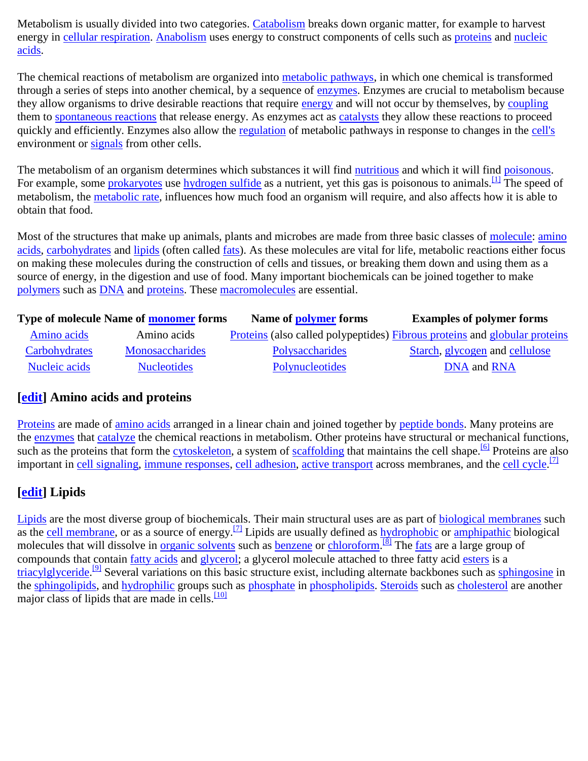Metabolism is usually divided into two categories. Catabolism breaks down organic matter, for example to harvest energy in cellular respiration. Anabolism uses energy to construct components of cells such as proteins and nucleic acids.

The chemical reactions of metabolism are organized into metabolic pathways, in which one chemical is transformed through a series of steps into another chemical, by a sequence of enzymes. Enzymes are crucial to metabolism because they allow organisms to drive desirable reactions that require energy and will not occur by themselves, by coupling them to spontaneous reactions that release energy. As enzymes act as catalysts they allow these reactions to proceed quickly and efficiently. Enzymes also allow the regulation of metabolic pathways in response to changes in the cell's environment or signals from other cells.

The metabolism of an organism determines which substances it will find nutritious and which it will find poisonous. For example, some prokaryotes use hydrogen sulfide as a nutrient, yet this gas is poisonous to animals.[1] The speed of metabolism, the metabolic rate, influences how much food an organism will require, and also affects how it is able to obtain that food.

Most of the structures that make up animals, plants and microbes are made from three basic classes of molecule: amino acids, carbohydrates and lipids (often called fats). As these molecules are vital for life, metabolic reactions either focus on making these molecules during the construction of cells and tissues, or breaking them down and using them as a source of energy, in the digestion and use of food. Many important biochemicals can be joined together to make polymers such as DNA and proteins. These macromolecules are essential.

| Type of molecule | Name of monomer forms | Name of polymer forms | Examples of polymer forms |
|---|---|---|---|
| Amino acids | Amino acids | Proteins (also called polypeptides) | Fibrous proteins and globular proteins |
| Carbohydrates | Monosaccharides | Polysaccharides | Starch, glycogen and cellulose |
| Nucleic acids | Nucleotides | Polynucleotides | DNA and RNA |

## [edit] Amino acids and proteins

Proteins are made of amino acids arranged in a linear chain and joined together by peptide bonds. Many proteins are the enzymes that catalyze the chemical reactions in metabolism. Other proteins have structural or mechanical functions, such as the proteins that form the cytoskeleton, a system of scaffolding that maintains the cell shape.[6] Proteins are also important in cell signaling, immune responses, cell adhesion, active transport across membranes, and the cell cycle.[7]

## [edit] Lipids

Lipids are the most diverse group of biochemicals. Their main structural uses are as part of biological membranes such as the cell membrane, or as a source of energy.[7] Lipids are usually defined as hydrophobic or amphipathic biological molecules that will dissolve in organic solvents such as benzene or chloroform.[8] The fats are a large group of compounds that contain fatty acids and glycerol; a glycerol molecule attached to three fatty acid esters is a triacylglyceride.[9] Several variations on this basic structure exist, including alternate backbones such as sphingosine in the sphingolipids, and hydrophilic groups such as phosphate in phospholipids. Steroids such as cholesterol are another major class of lipids that are made in cells.[10]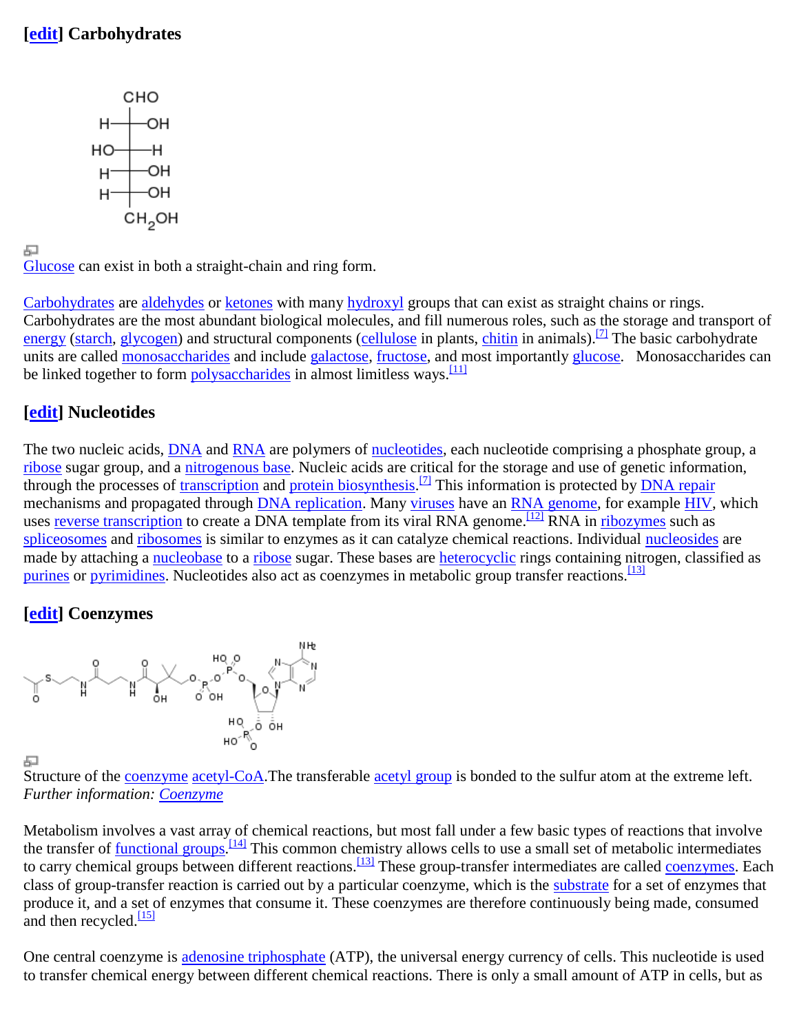## [edit] Carbohydrates

Glucose can exist in both a straight-chain and ring form.

Carbohydrates are aldehydes or ketones with many hydroxyl groups that can exist as straight chains or rings. Carbohydrates are the most abundant biological molecules, and fill numerous roles, such as the storage and transport of energy (starch, glycogen) and structural components (cellulose in plants, chitin in animals).[7] The basic carbohydrate units are called monosaccharides and include galactose, fructose, and most importantly glucose. Monosaccharides can be linked together to form polysaccharides in almost limitless ways.[11]

## [edit] Nucleotides

The two nucleic acids, DNA and RNA are polymers of nucleotides, each nucleotide comprising a phosphate group, a ribose sugar group, and a nitrogenous base. Nucleic acids are critical for the storage and use of genetic information, through the processes of transcription and protein biosynthesis.[7] This information is protected by DNA repair mechanisms and propagated through DNA replication. Many viruses have an RNA genome, for example HIV, which uses reverse transcription to create a DNA template from its viral RNA genome.[12] RNA in ribozymes such as spliceosomes and ribosomes is similar to enzymes as it can catalyze chemical reactions. Individual nucleosides are made by attaching a nucleobase to a ribose sugar. These bases are heterocyclic rings containing nitrogen, classified as purines or pyrimidines. Nucleotides also act as coenzymes in metabolic group transfer reactions.[13]

## [edit] Coenzymes

Structure of the coenzyme acetyl-CoA.The transferable acetyl group is bonded to the sulfur atom at the extreme left.
*Further information: Coenzyme*

Metabolism involves a vast array of chemical reactions, but most fall under a few basic types of reactions that involve the transfer of functional groups.[14] This common chemistry allows cells to use a small set of metabolic intermediates to carry chemical groups between different reactions.[13] These group-transfer intermediates are called coenzymes. Each class of group-transfer reaction is carried out by a particular coenzyme, which is the substrate for a set of enzymes that produce it, and a set of enzymes that consume it. These coenzymes are therefore continuously being made, consumed and then recycled.[15]

One central coenzyme is adenosine triphosphate (ATP), the universal energy currency of cells. This nucleotide is used to transfer chemical energy between different chemical reactions. There is only a small amount of ATP in cells, but as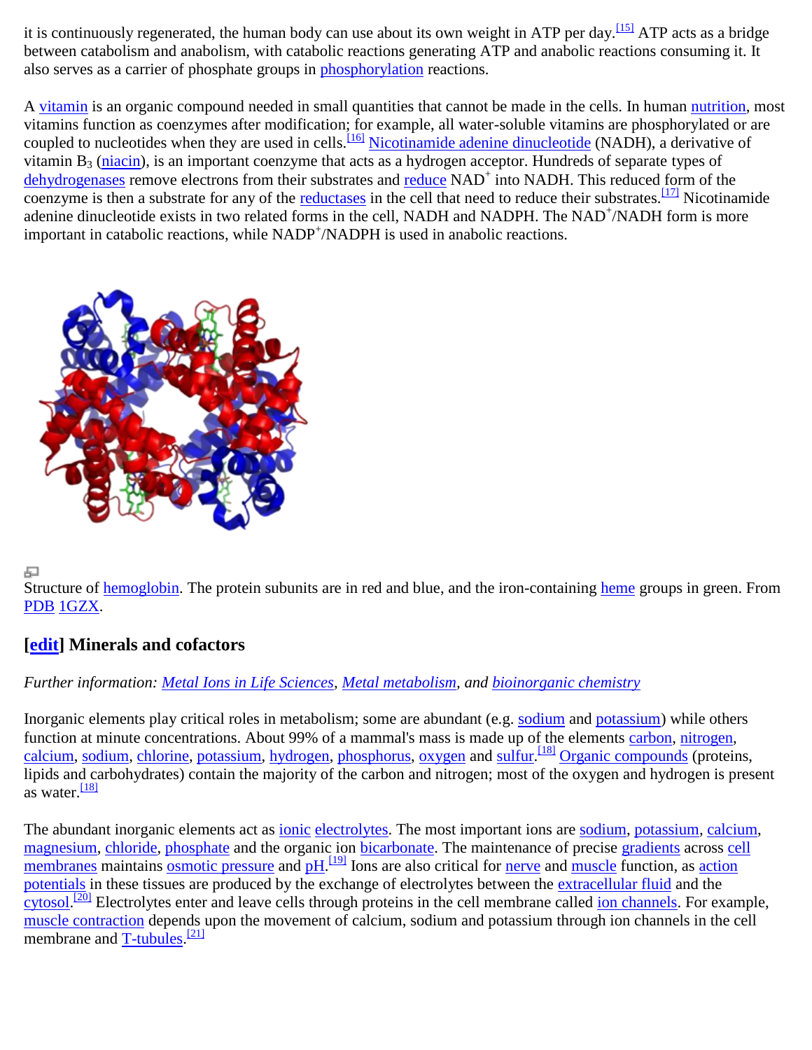it is continuously regenerated, the human body can use about its own weight in ATP per day.[15] ATP acts as a bridge between catabolism and anabolism, with catabolic reactions generating ATP and anabolic reactions consuming it. It also serves as a carrier of phosphate groups in phosphorylation reactions.

A vitamin is an organic compound needed in small quantities that cannot be made in the cells. In human nutrition, most vitamins function as coenzymes after modification; for example, all water-soluble vitamins are phosphorylated or are coupled to nucleotides when they are used in cells.[16] Nicotinamide adenine dinucleotide (NADH), a derivative of vitamin $B_3$ (niacin), is an important coenzyme that acts as a hydrogen acceptor. Hundreds of separate types of dehydrogenases remove electrons from their substrates and reduce $NAD^+$ into NADH. This reduced form of the coenzyme is then a substrate for any of the reductases in the cell that need to reduce their substrates.[17] Nicotinamide adenine dinucleotide exists in two related forms in the cell, NADH and NADPH. The $NAD^+$/NADH form is more important in catabolic reactions, while $NADP^+$/NADPH is used in anabolic reactions.

Structure of hemoglobin. The protein subunits are in red and blue, and the iron-containing heme groups in green. From PDB 1GZX.

## [edit] Minerals and cofactors

*Further information: Metal Ions in Life Sciences, Metal metabolism, and bioinorganic chemistry*

Inorganic elements play critical roles in metabolism; some are abundant (e.g. sodium and potassium) while others function at minute concentrations. About 99% of a mammal's mass is made up of the elements carbon, nitrogen, calcium, sodium, chlorine, potassium, hydrogen, phosphorus, oxygen and sulfur.[18] Organic compounds (proteins, lipids and carbohydrates) contain the majority of the carbon and nitrogen; most of the oxygen and hydrogen is present as water.[18]

The abundant inorganic elements act as ionic electrolytes. The most important ions are sodium, potassium, calcium, magnesium, chloride, phosphate and the organic ion bicarbonate. The maintenance of precise gradients across cell membranes maintains osmotic pressure and pH.[19] Ions are also critical for nerve and muscle function, as action potentials in these tissues are produced by the exchange of electrolytes between the extracellular fluid and the cytosol.[20] Electrolytes enter and leave cells through proteins in the cell membrane called ion channels. For example, muscle contraction depends upon the movement of calcium, sodium and potassium through ion channels in the cell membrane and T-tubules.[21]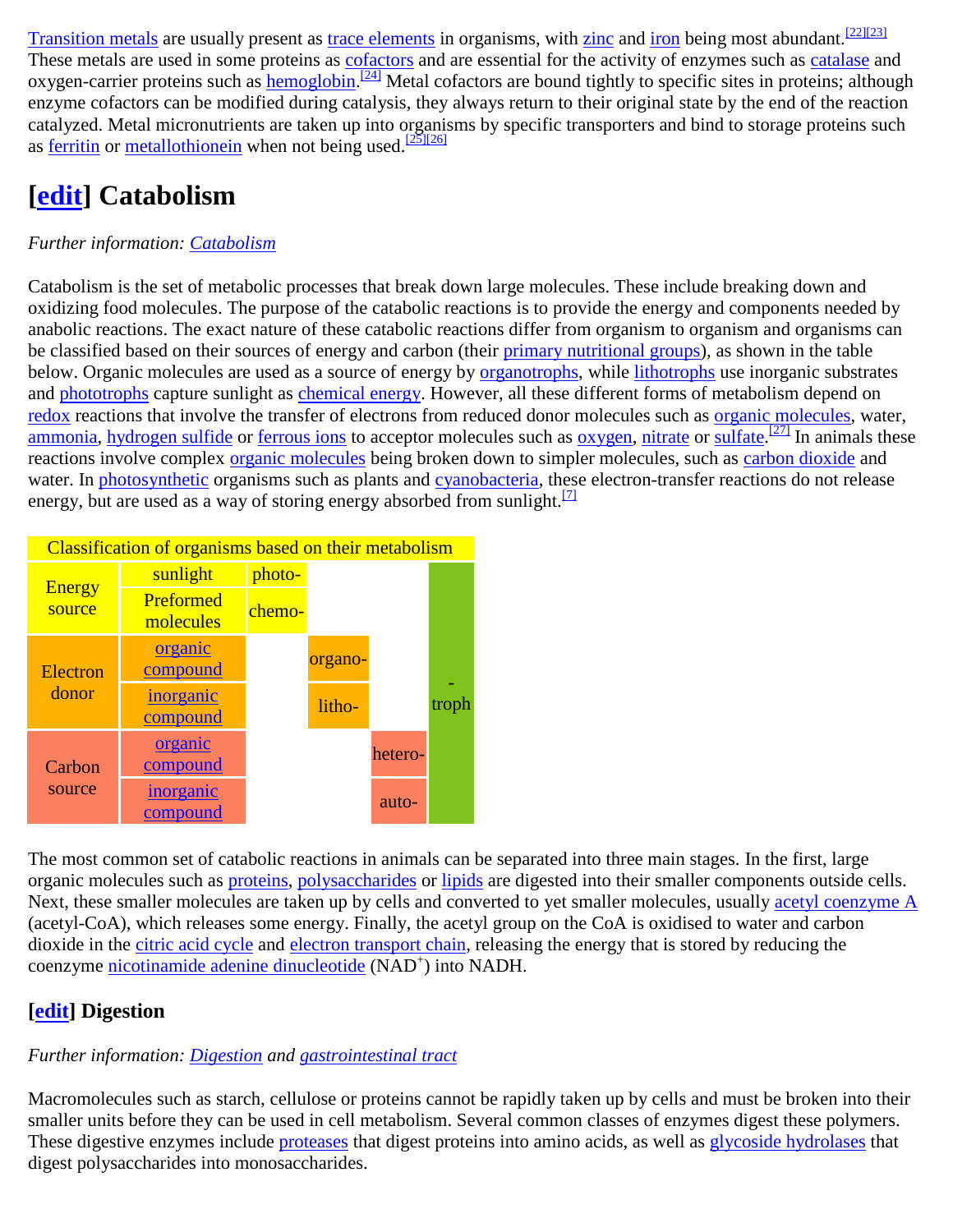Transition metals are usually present as trace elements in organisms, with zinc and iron being most abundant.[22][23] These metals are used in some proteins as cofactors and are essential for the activity of enzymes such as catalase and oxygen-carrier proteins such as hemoglobin.[24] Metal cofactors are bound tightly to specific sites in proteins; although enzyme cofactors can be modified during catalysis, they always return to their original state by the end of the reaction catalyzed. Metal micronutrients are taken up into organisms by specific transporters and bind to storage proteins such as ferritin or metallothionein when not being used.[25][26]

## [edit] Catabolism

*Further information: Catabolism*

Catabolism is the set of metabolic processes that break down large molecules. These include breaking down and oxidizing food molecules. The purpose of the catabolic reactions is to provide the energy and components needed by anabolic reactions. The exact nature of these catabolic reactions differ from organism to organism and organisms can be classified based on their sources of energy and carbon (their primary nutritional groups), as shown in the table below. Organic molecules are used as a source of energy by organotrophs, while lithotrophs use inorganic substrates and phototrophs capture sunlight as chemical energy. However, all these different forms of metabolism depend on redox reactions that involve the transfer of electrons from reduced donor molecules such as organic molecules, water, ammonia, hydrogen sulfide or ferrous ions to acceptor molecules such as oxygen, nitrate or sulfate.[27] In animals these reactions involve complex organic molecules being broken down to simpler molecules, such as carbon dioxide and water. In photosynthetic organisms such as plants and cyanobacteria, these electron-transfer reactions do not release energy, but are used as a way of storing energy absorbed from sunlight.[7]

| Classification of organisms based on their metabolism | | | | | |
|---|---|---|---|---|---|
| Energy source | sunlight | photo- | | | -troph |
| | Preformed molecules | chemo- | | | |
| Electron donor | organic compound | | organo- | | |
| | inorganic compound | | litho- | | |
| Carbon source | organic compound | | | hetero- | |
| | inorganic compound | | | auto- | |

The most common set of catabolic reactions in animals can be separated into three main stages. In the first, large organic molecules such as proteins, polysaccharides or lipids are digested into their smaller components outside cells. Next, these smaller molecules are taken up by cells and converted to yet smaller molecules, usually acetyl coenzyme A (acetyl-CoA), which releases some energy. Finally, the acetyl group on the CoA is oxidised to water and carbon dioxide in the citric acid cycle and electron transport chain, releasing the energy that is stored by reducing the coenzyme nicotinamide adenine dinucleotide ($NAD^+$) into NADH.

### [edit] Digestion

*Further information: Digestion and gastrointestinal tract*

Macromolecules such as starch, cellulose or proteins cannot be rapidly taken up by cells and must be broken into their smaller units before they can be used in cell metabolism. Several common classes of enzymes digest these polymers. These digestive enzymes include proteases that digest proteins into amino acids, as well as glycoside hydrolases that digest polysaccharides into monosaccharides.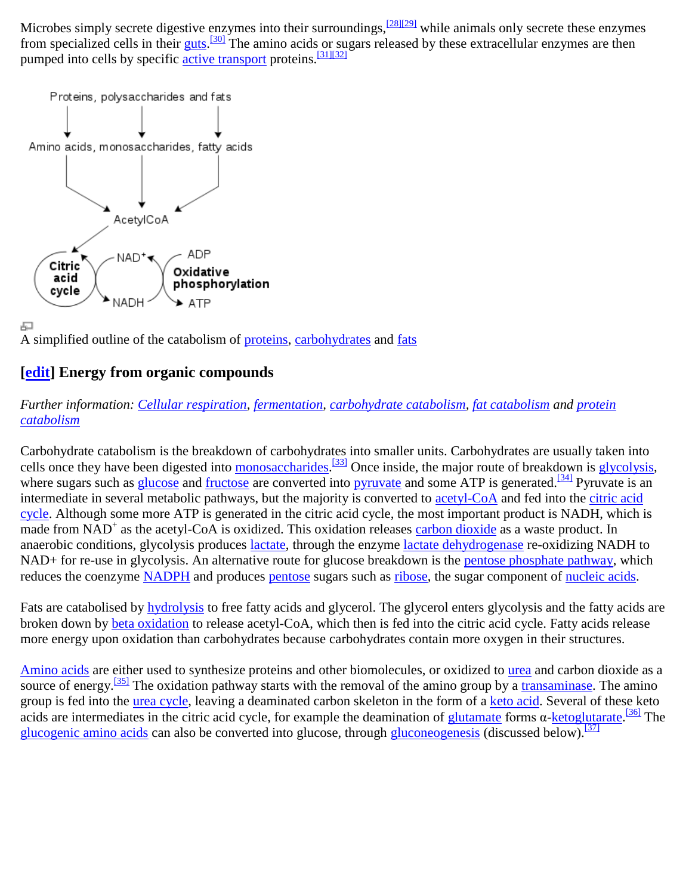Microbes simply secrete digestive enzymes into their surroundings,[28][29] while animals only secrete these enzymes from specialized cells in their guts.[30] The amino acids or sugars released by these extracellular enzymes are then pumped into cells by specific active transport proteins.[31][32]

A simplified outline of the catabolism of proteins, carbohydrates and fats

## [edit] Energy from organic compounds

*Further information: Cellular respiration, fermentation, carbohydrate catabolism, fat catabolism and protein catabolism*

Carbohydrate catabolism is the breakdown of carbohydrates into smaller units. Carbohydrates are usually taken into cells once they have been digested into monosaccharides.[33] Once inside, the major route of breakdown is glycolysis, where sugars such as glucose and fructose are converted into pyruvate and some ATP is generated.[34] Pyruvate is an intermediate in several metabolic pathways, but the majority is converted to acetyl-CoA and fed into the citric acid cycle. Although some more ATP is generated in the citric acid cycle, the most important product is NADH, which is made from $NAD^+$ as the acetyl-CoA is oxidized. This oxidation releases carbon dioxide as a waste product. In anaerobic conditions, glycolysis produces lactate, through the enzyme lactate dehydrogenase re-oxidizing NADH to NAD+ for re-use in glycolysis. An alternative route for glucose breakdown is the pentose phosphate pathway, which reduces the coenzyme NADPH and produces pentose sugars such as ribose, the sugar component of nucleic acids.

Fats are catabolised by hydrolysis to free fatty acids and glycerol. The glycerol enters glycolysis and the fatty acids are broken down by beta oxidation to release acetyl-CoA, which then is fed into the citric acid cycle. Fatty acids release more energy upon oxidation than carbohydrates because carbohydrates contain more oxygen in their structures.

Amino acids are either used to synthesize proteins and other biomolecules, or oxidized to urea and carbon dioxide as a source of energy.[35] The oxidation pathway starts with the removal of the amino group by a transaminase. The amino group is fed into the urea cycle, leaving a deaminated carbon skeleton in the form of a keto acid. Several of these keto acids are intermediates in the citric acid cycle, for example the deamination of glutamate forms α-ketoglutarate.[36] The glucogenic amino acids can also be converted into glucose, through gluconeogenesis (discussed below).[37]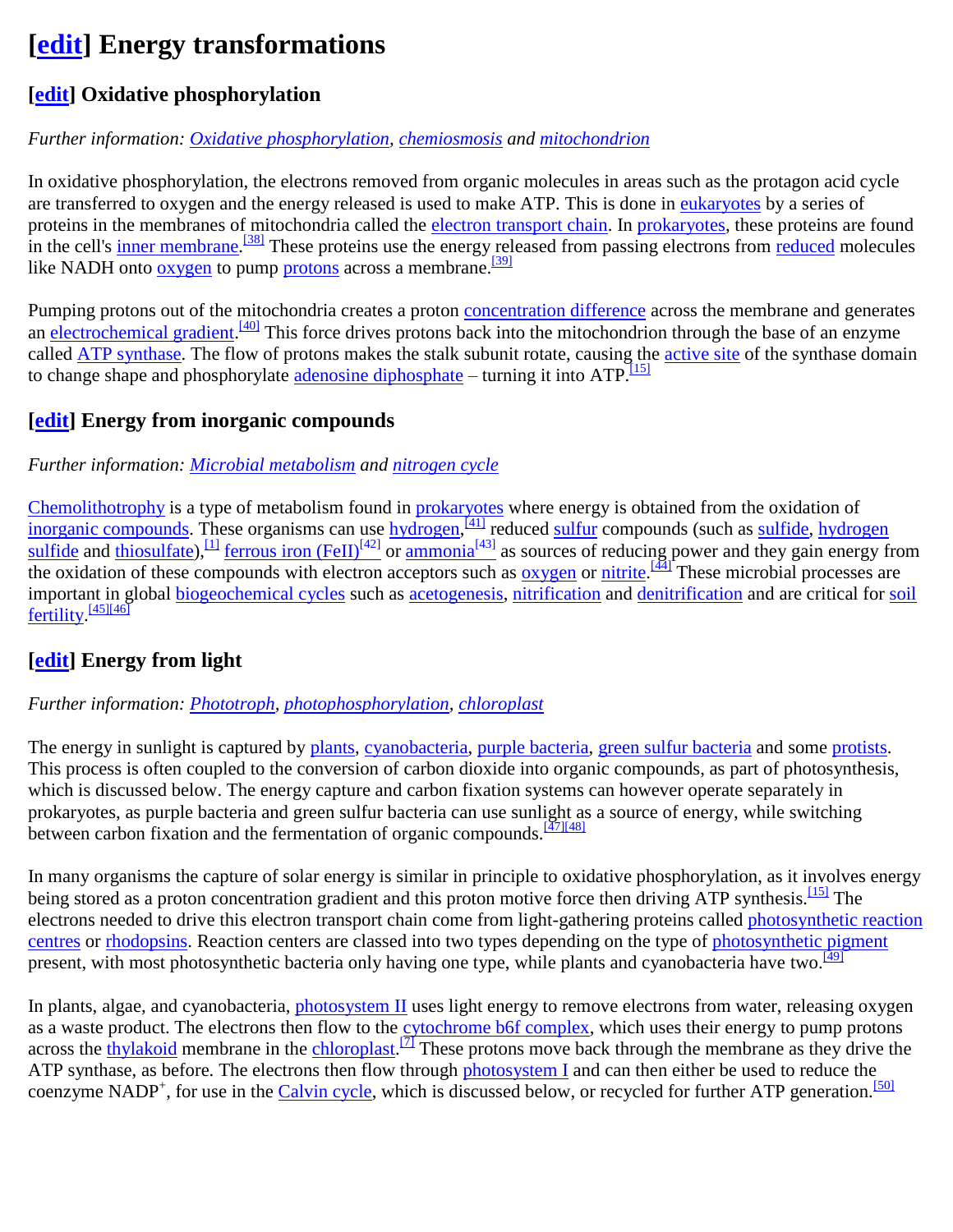## [edit] Energy transformations

### [edit] Oxidative phosphorylation

*Further information: Oxidative phosphorylation, chemiosmosis and mitochondrion*

In oxidative phosphorylation, the electrons removed from organic molecules in areas such as the protagon acid cycle are transferred to oxygen and the energy released is used to make ATP. This is done in eukaryotes by a series of proteins in the membranes of mitochondria called the electron transport chain. In prokaryotes, these proteins are found in the cell's inner membrane.[38] These proteins use the energy released from passing electrons from reduced molecules like NADH onto oxygen to pump protons across a membrane.[39]

Pumping protons out of the mitochondria creates a proton concentration difference across the membrane and generates an electrochemical gradient.[40] This force drives protons back into the mitochondrion through the base of an enzyme called ATP synthase. The flow of protons makes the stalk subunit rotate, causing the active site of the synthase domain to change shape and phosphorylate adenosine diphosphate – turning it into ATP.[15]

### [edit] Energy from inorganic compounds

*Further information: Microbial metabolism and nitrogen cycle*

Chemolithotrophy is a type of metabolism found in prokaryotes where energy is obtained from the oxidation of inorganic compounds. These organisms can use hydrogen,[41] reduced sulfur compounds (such as sulfide, hydrogen sulfide and thiosulfate),[1] ferrous iron (FeII)[42] or ammonia[43] as sources of reducing power and they gain energy from the oxidation of these compounds with electron acceptors such as oxygen or nitrite.[44] These microbial processes are important in global biogeochemical cycles such as acetogenesis, nitrification and denitrification and are critical for soil fertility.[45][46]

### [edit] Energy from light

*Further information: Phototroph, photophosphorylation, chloroplast*

The energy in sunlight is captured by plants, cyanobacteria, purple bacteria, green sulfur bacteria and some protists. This process is often coupled to the conversion of carbon dioxide into organic compounds, as part of photosynthesis, which is discussed below. The energy capture and carbon fixation systems can however operate separately in prokaryotes, as purple bacteria and green sulfur bacteria can use sunlight as a source of energy, while switching between carbon fixation and the fermentation of organic compounds.[47][48]

In many organisms the capture of solar energy is similar in principle to oxidative phosphorylation, as it involves energy being stored as a proton concentration gradient and this proton motive force then driving ATP synthesis.[15] The electrons needed to drive this electron transport chain come from light-gathering proteins called photosynthetic reaction centres or rhodopsins. Reaction centers are classed into two types depending on the type of photosynthetic pigment present, with most photosynthetic bacteria only having one type, while plants and cyanobacteria have two.[49]

In plants, algae, and cyanobacteria, photosystem II uses light energy to remove electrons from water, releasing oxygen as a waste product. The electrons then flow to the cytochrome b6f complex, which uses their energy to pump protons across the thylakoid membrane in the chloroplast.[7] These protons move back through the membrane as they drive the ATP synthase, as before. The electrons then flow through photosystem I and can then either be used to reduce the coenzyme $NADP^+$, for use in the Calvin cycle, which is discussed below, or recycled for further ATP generation.[50]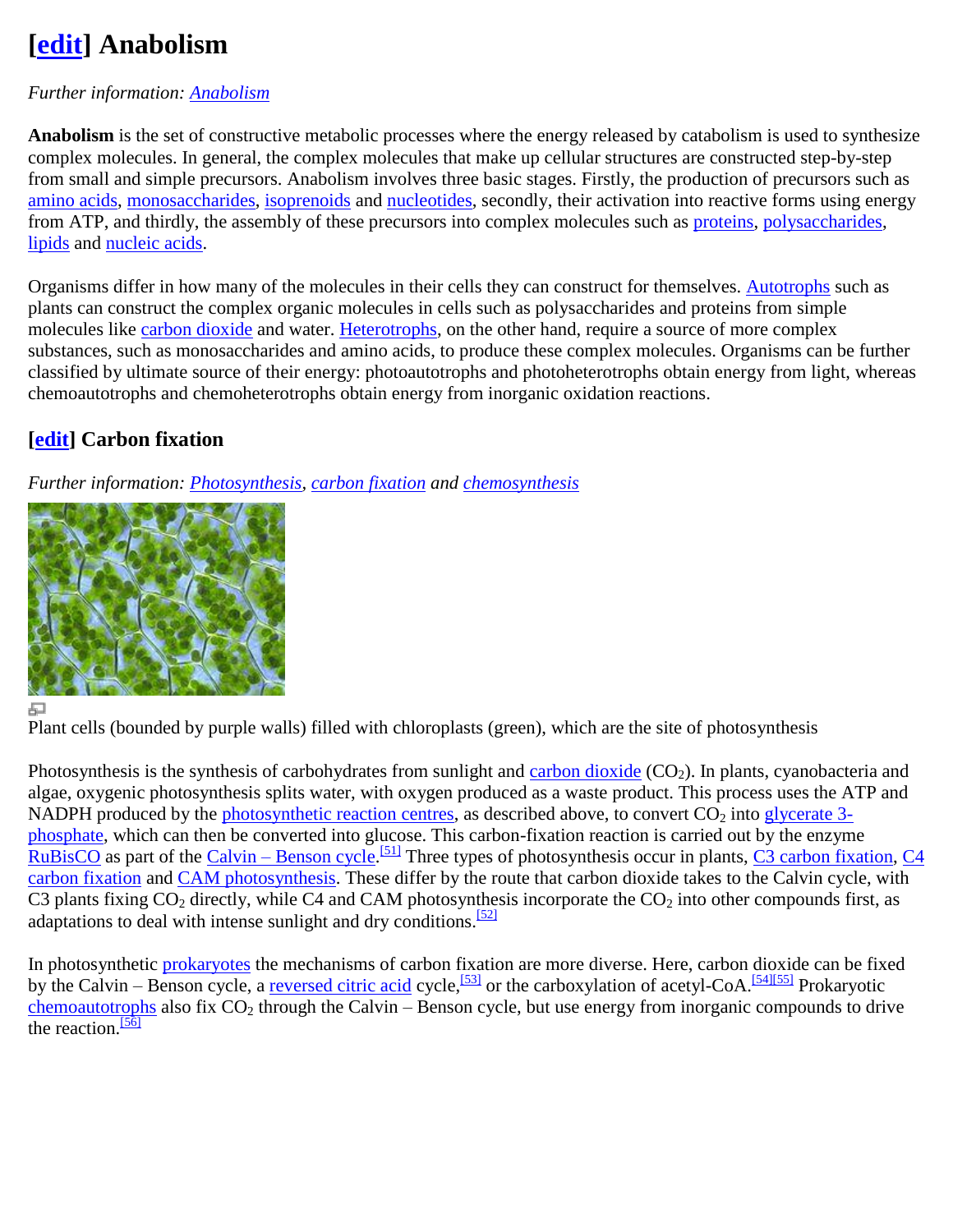## [edit] Anabolism

*Further information: Anabolism*

**Anabolism** is the set of constructive metabolic processes where the energy released by catabolism is used to synthesize complex molecules. In general, the complex molecules that make up cellular structures are constructed step-by-step from small and simple precursors. Anabolism involves three basic stages. Firstly, the production of precursors such as amino acids, monosaccharides, isoprenoids and nucleotides, secondly, their activation into reactive forms using energy from ATP, and thirdly, the assembly of these precursors into complex molecules such as proteins, polysaccharides, lipids and nucleic acids.

Organisms differ in how many of the molecules in their cells they can construct for themselves. Autotrophs such as plants can construct the complex organic molecules in cells such as polysaccharides and proteins from simple molecules like carbon dioxide and water. Heterotrophs, on the other hand, require a source of more complex substances, such as monosaccharides and amino acids, to produce these complex molecules. Organisms can be further classified by ultimate source of their energy: photoautotrophs and photoheterotrophs obtain energy from light, whereas chemoautotrophs and chemoheterotrophs obtain energy from inorganic oxidation reactions.

### [edit] Carbon fixation

*Further information: Photosynthesis, carbon fixation and chemosynthesis*

Plant cells (bounded by purple walls) filled with chloroplasts (green), which are the site of photosynthesis

Photosynthesis is the synthesis of carbohydrates from sunlight and carbon dioxide ($CO_2$). In plants, cyanobacteria and algae, oxygenic photosynthesis splits water, with oxygen produced as a waste product. This process uses the ATP and NADPH produced by the photosynthetic reaction centres, as described above, to convert $CO_2$ into glycerate 3-phosphate, which can then be converted into glucose. This carbon-fixation reaction is carried out by the enzyme RuBisCO as part of the Calvin – Benson cycle.[51] Three types of photosynthesis occur in plants, C3 carbon fixation, C4 carbon fixation and CAM photosynthesis. These differ by the route that carbon dioxide takes to the Calvin cycle, with C3 plants fixing $CO_2$ directly, while C4 and CAM photosynthesis incorporate the $CO_2$ into other compounds first, as adaptations to deal with intense sunlight and dry conditions.[52]

In photosynthetic prokaryotes the mechanisms of carbon fixation are more diverse. Here, carbon dioxide can be fixed by the Calvin – Benson cycle, a reversed citric acid cycle,[53] or the carboxylation of acetyl-CoA.[54][55] Prokaryotic chemoautotrophs also fix $CO_2$ through the Calvin – Benson cycle, but use energy from inorganic compounds to drive the reaction.[56]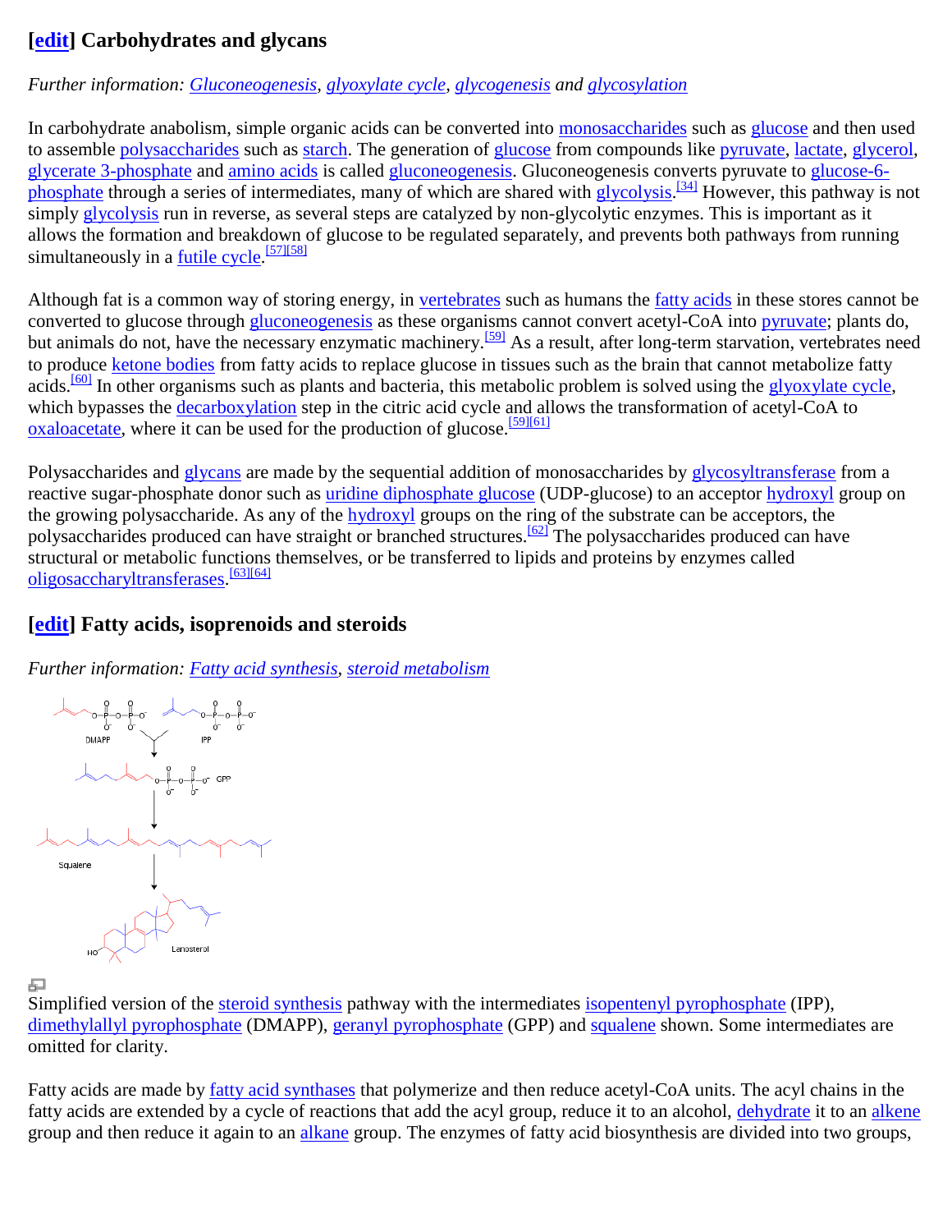## [edit] Carbohydrates and glycans

*Further information: Gluconeogenesis, glyoxylate cycle, glycogenesis and glycosylation*

In carbohydrate anabolism, simple organic acids can be converted into monosaccharides such as glucose and then used to assemble polysaccharides such as starch. The generation of glucose from compounds like pyruvate, lactate, glycerol, glycerate 3-phosphate and amino acids is called gluconeogenesis. Gluconeogenesis converts pyruvate to glucose-6-phosphate through a series of intermediates, many of which are shared with glycolysis.[34] However, this pathway is not simply glycolysis run in reverse, as several steps are catalyzed by non-glycolytic enzymes. This is important as it allows the formation and breakdown of glucose to be regulated separately, and prevents both pathways from running simultaneously in a futile cycle.[57][58]

Although fat is a common way of storing energy, in vertebrates such as humans the fatty acids in these stores cannot be converted to glucose through gluconeogenesis as these organisms cannot convert acetyl-CoA into pyruvate; plants do, but animals do not, have the necessary enzymatic machinery.[59] As a result, after long-term starvation, vertebrates need to produce ketone bodies from fatty acids to replace glucose in tissues such as the brain that cannot metabolize fatty acids.[60] In other organisms such as plants and bacteria, this metabolic problem is solved using the glyoxylate cycle, which bypasses the decarboxylation step in the citric acid cycle and allows the transformation of acetyl-CoA to oxaloacetate, where it can be used for the production of glucose.[59][61]

Polysaccharides and glycans are made by the sequential addition of monosaccharides by glycosyltransferase from a reactive sugar-phosphate donor such as uridine diphosphate glucose (UDP-glucose) to an acceptor hydroxyl group on the growing polysaccharide. As any of the hydroxyl groups on the ring of the substrate can be acceptors, the polysaccharides produced can have straight or branched structures.[62] The polysaccharides produced can have structural or metabolic functions themselves, or be transferred to lipids and proteins by enzymes called oligosaccharyltransferases.[63][64]

## [edit] Fatty acids, isoprenoids and steroids

*Further information: Fatty acid synthesis, steroid metabolism*

Simplified version of the steroid synthesis pathway with the intermediates isopentenyl pyrophosphate (IPP), dimethylallyl pyrophosphate (DMAPP), geranyl pyrophosphate (GPP) and squalene shown. Some intermediates are omitted for clarity.

Fatty acids are made by fatty acid synthases that polymerize and then reduce acetyl-CoA units. The acyl chains in the fatty acids are extended by a cycle of reactions that add the acyl group, reduce it to an alcohol, dehydrate it to an alkene group and then reduce it again to an alkane group. The enzymes of fatty acid biosynthesis are divided into two groups,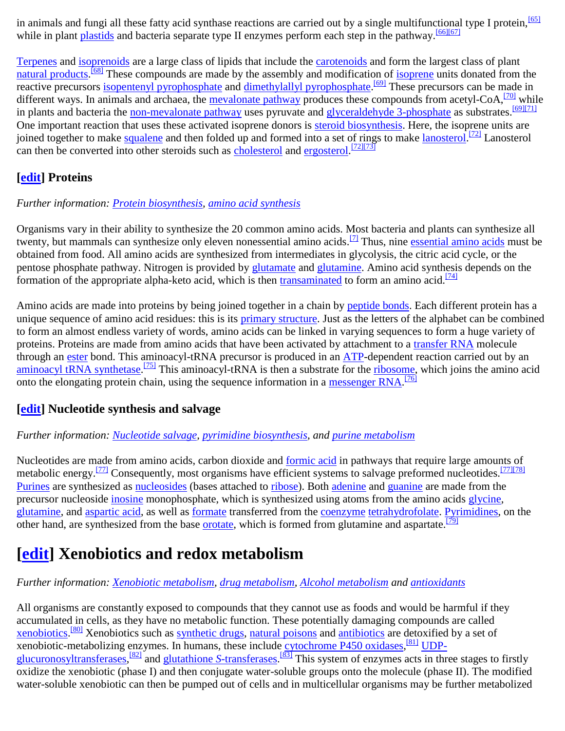in animals and fungi all these fatty acid synthase reactions are carried out by a single multifunctional type I protein,[65] while in plant plastids and bacteria separate type II enzymes perform each step in the pathway.[66][67]

Terpenes and isoprenoids are a large class of lipids that include the carotenoids and form the largest class of plant natural products.[68] These compounds are made by the assembly and modification of isoprene units donated from the reactive precursors isopentenyl pyrophosphate and dimethylallyl pyrophosphate.[69] These precursors can be made in different ways. In animals and archaea, the mevalonate pathway produces these compounds from acetyl-CoA,[70] while in plants and bacteria the non-mevalonate pathway uses pyruvate and glyceraldehyde 3-phosphate as substrates.[69][71] One important reaction that uses these activated isoprene donors is steroid biosynthesis. Here, the isoprene units are joined together to make squalene and then folded up and formed into a set of rings to make lanosterol.[72] Lanosterol can then be converted into other steroids such as cholesterol and ergosterol.[72][73]

### [edit] Proteins

*Further information: Protein biosynthesis, amino acid synthesis*

Organisms vary in their ability to synthesize the 20 common amino acids. Most bacteria and plants can synthesize all twenty, but mammals can synthesize only eleven nonessential amino acids.[7] Thus, nine essential amino acids must be obtained from food. All amino acids are synthesized from intermediates in glycolysis, the citric acid cycle, or the pentose phosphate pathway. Nitrogen is provided by glutamate and glutamine. Amino acid synthesis depends on the formation of the appropriate alpha-keto acid, which is then transaminated to form an amino acid.[74]

Amino acids are made into proteins by being joined together in a chain by peptide bonds. Each different protein has a unique sequence of amino acid residues: this is its primary structure. Just as the letters of the alphabet can be combined to form an almost endless variety of words, amino acids can be linked in varying sequences to form a huge variety of proteins. Proteins are made from amino acids that have been activated by attachment to a transfer RNA molecule through an ester bond. This aminoacyl-tRNA precursor is produced in an ATP-dependent reaction carried out by an aminoacyl tRNA synthetase.[75] This aminoacyl-tRNA is then a substrate for the ribosome, which joins the amino acid onto the elongating protein chain, using the sequence information in a messenger RNA.[76]

### [edit] Nucleotide synthesis and salvage

*Further information: Nucleotide salvage, pyrimidine biosynthesis, and purine metabolism*

Nucleotides are made from amino acids, carbon dioxide and formic acid in pathways that require large amounts of metabolic energy.[77] Consequently, most organisms have efficient systems to salvage preformed nucleotides.[77][78] Purines are synthesized as nucleosides (bases attached to ribose). Both adenine and guanine are made from the precursor nucleoside inosine monophosphate, which is synthesized using atoms from the amino acids glycine, glutamine, and aspartic acid, as well as formate transferred from the coenzyme tetrahydrofolate. Pyrimidines, on the other hand, are synthesized from the base orotate, which is formed from glutamine and aspartate.[79]

## [edit] Xenobiotics and redox metabolism

*Further information: Xenobiotic metabolism, drug metabolism, Alcohol metabolism and antioxidants*

All organisms are constantly exposed to compounds that they cannot use as foods and would be harmful if they accumulated in cells, as they have no metabolic function. These potentially damaging compounds are called xenobiotics.[80] Xenobiotics such as synthetic drugs, natural poisons and antibiotics are detoxified by a set of xenobiotic-metabolizing enzymes. In humans, these include cytochrome P450 oxidases,[81] UDP-glucuronosyltransferases,[82] and glutathione *S*-transferases.[83] This system of enzymes acts in three stages to firstly oxidize the xenobiotic (phase I) and then conjugate water-soluble groups onto the molecule (phase II). The modified water-soluble xenobiotic can then be pumped out of cells and in multicellular organisms may be further metabolized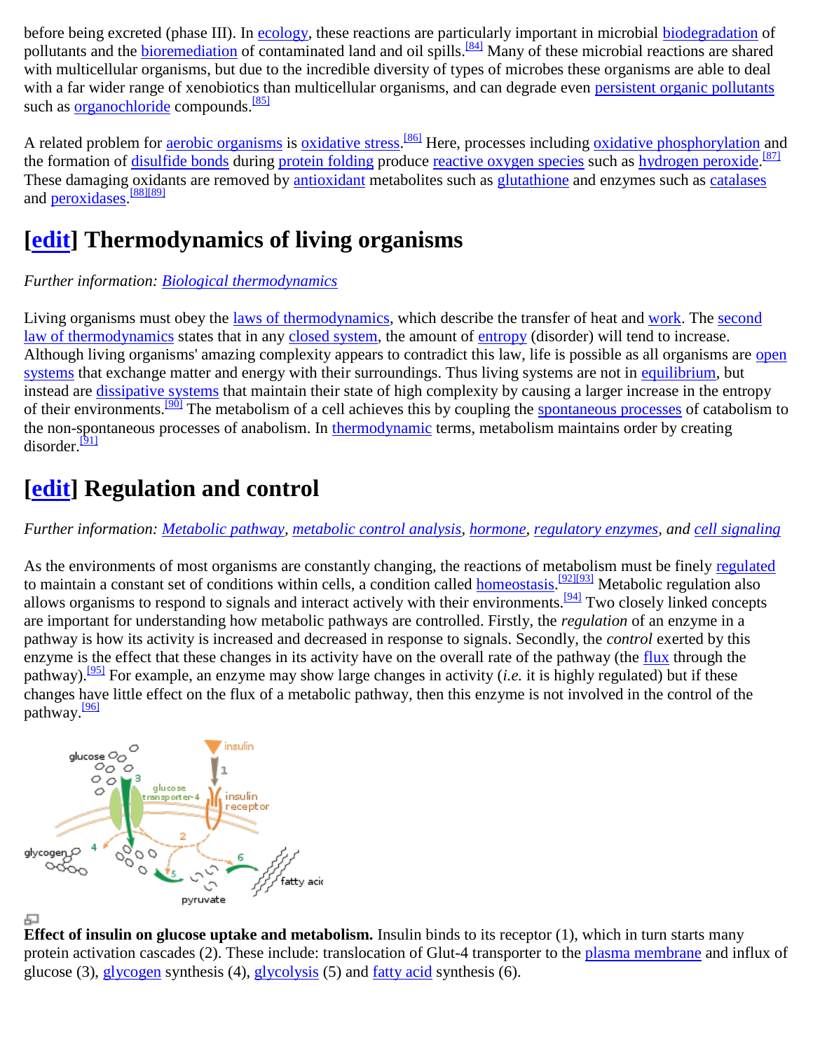before being excreted (phase III). In ecology, these reactions are particularly important in microbial biodegradation of pollutants and the bioremediation of contaminated land and oil spills.[84] Many of these microbial reactions are shared with multicellular organisms, but due to the incredible diversity of types of microbes these organisms are able to deal with a far wider range of xenobiotics than multicellular organisms, and can degrade even persistent organic pollutants such as organochloride compounds.[85]

A related problem for aerobic organisms is oxidative stress.[86] Here, processes including oxidative phosphorylation and the formation of disulfide bonds during protein folding produce reactive oxygen species such as hydrogen peroxide.[87] These damaging oxidants are removed by antioxidant metabolites such as glutathione and enzymes such as catalases and peroxidases.[88][89]

## [edit] Thermodynamics of living organisms

*Further information: Biological thermodynamics*

Living organisms must obey the laws of thermodynamics, which describe the transfer of heat and work. The second law of thermodynamics states that in any closed system, the amount of entropy (disorder) will tend to increase. Although living organisms' amazing complexity appears to contradict this law, life is possible as all organisms are open systems that exchange matter and energy with their surroundings. Thus living systems are not in equilibrium, but instead are dissipative systems that maintain their state of high complexity by causing a larger increase in the entropy of their environments.[90] The metabolism of a cell achieves this by coupling the spontaneous processes of catabolism to the non-spontaneous processes of anabolism. In thermodynamic terms, metabolism maintains order by creating disorder.[91]

## [edit] Regulation and control

*Further information: Metabolic pathway, metabolic control analysis, hormone, regulatory enzymes, and cell signaling*

As the environments of most organisms are constantly changing, the reactions of metabolism must be finely regulated to maintain a constant set of conditions within cells, a condition called homeostasis.[92][93] Metabolic regulation also allows organisms to respond to signals and interact actively with their environments.[94] Two closely linked concepts are important for understanding how metabolic pathways are controlled. Firstly, the *regulation* of an enzyme in a pathway is how its activity is increased and decreased in response to signals. Secondly, the *control* exerted by this enzyme is the effect that these changes in its activity have on the overall rate of the pathway (the flux through the pathway).[95] For example, an enzyme may show large changes in activity (*i.e.* it is highly regulated) but if these changes have little effect on the flux of a metabolic pathway, then this enzyme is not involved in the control of the pathway.[96]

**Effect of insulin on glucose uptake and metabolism.** Insulin binds to its receptor (1), which in turn starts many protein activation cascades (2). These include: translocation of Glut-4 transporter to the plasma membrane and influx of glucose (3), glycogen synthesis (4), glycolysis (5) and fatty acid synthesis (6).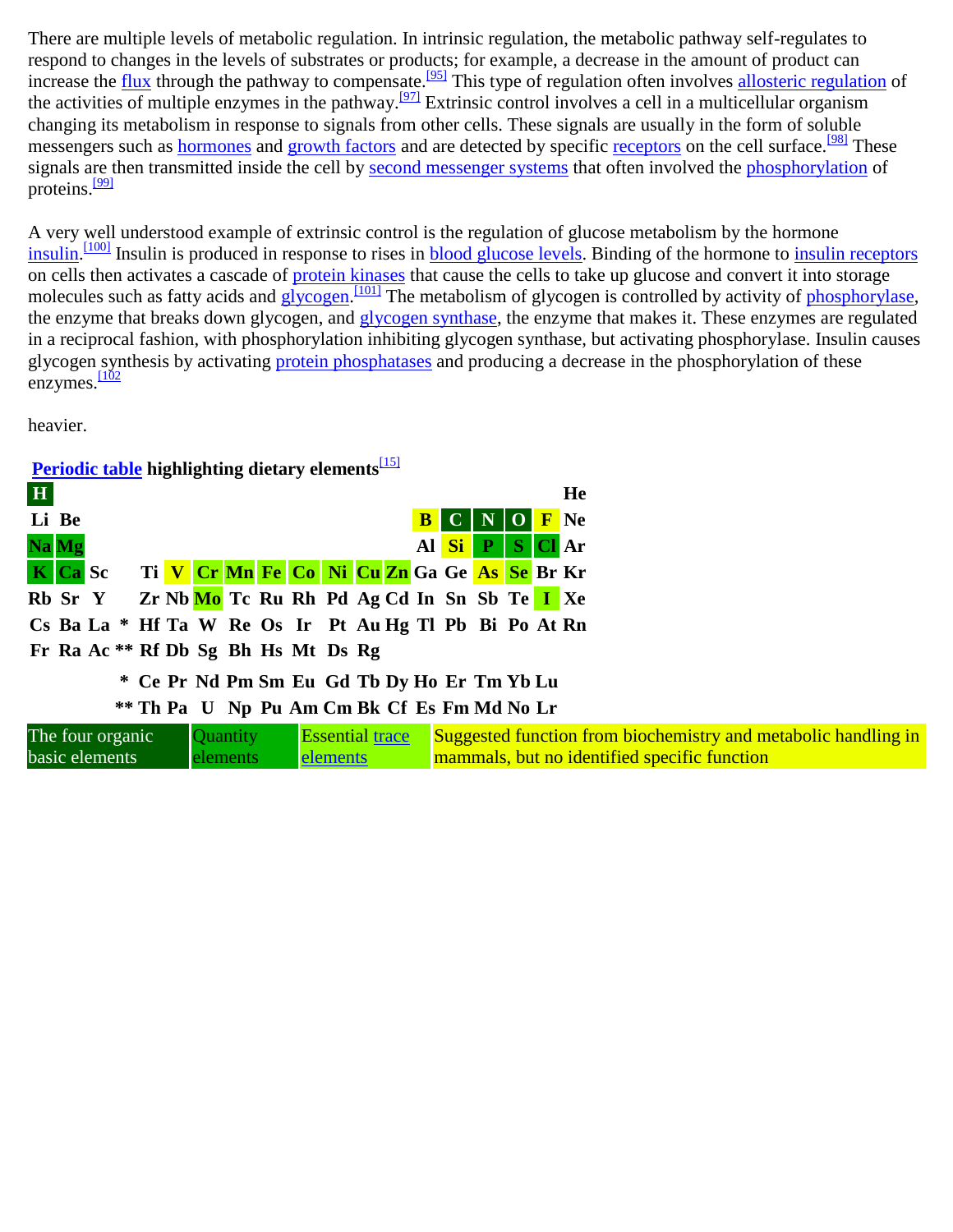There are multiple levels of metabolic regulation. In intrinsic regulation, the metabolic pathway self-regulates to respond to changes in the levels of substrates or products; for example, a decrease in the amount of product can increase the flux through the pathway to compensate.[95] This type of regulation often involves allosteric regulation of the activities of multiple enzymes in the pathway.[97] Extrinsic control involves a cell in a multicellular organism changing its metabolism in response to signals from other cells. These signals are usually in the form of soluble messengers such as hormones and growth factors and are detected by specific receptors on the cell surface.[98] These signals are then transmitted inside the cell by second messenger systems that often involved the phosphorylation of proteins.[99]

A very well understood example of extrinsic control is the regulation of glucose metabolism by the hormone insulin.[100] Insulin is produced in response to rises in blood glucose levels. Binding of the hormone to insulin receptors on cells then activates a cascade of protein kinases that cause the cells to take up glucose and convert it into storage molecules such as fatty acids and glycogen.[101] The metabolism of glycogen is controlled by activity of phosphorylase, the enzyme that breaks down glycogen, and glycogen synthase, the enzyme that makes it. These enzymes are regulated in a reciprocal fashion, with phosphorylation inhibiting glycogen synthase, but activating phosphorylase. Insulin causes glycogen synthesis by activating protein phosphatases and producing a decrease in the phosphorylation of these enzymes.[102]

heavier.

**Periodic table highlighting dietary elements**[15]

| | | | | | | | | | | | | | | | | | | |
|---|---|---|---|---|---|---|---|---|---|---|---|---|---|---|---|---|---|---|
| H | | | | | | | | | | | | | | | | | | He |
| Li | Be | | | | | | | | | | | | B | C | N | O | F | Ne |
| Na | Mg | | | | | | | | | | | | Al | Si | P | S | Cl | Ar |
| K | Ca | Sc | | Ti | V | Cr | Mn | Fe | Co | Ni | Cu | Zn | Ga | Ge | As | Se | Br | Kr |
| Rb | Sr | Y | | Zr | Nb | Mo | Tc | Ru | Rh | Pd | Ag | Cd | In | Sn | Sb | Te | I | Xe |
| Cs | Ba | La | * | Hf | Ta | W | Re | Os | Ir | Pt | Au | Hg | Tl | Pb | Bi | Po | At | Rn |
| Fr | Ra | Ac | ** | Rf | Db | Sg | Bh | Hs | Mt | Ds | Rg | | | | | | | |
| | | | * | Ce | Pr | Nd | Pm | Sm | Eu | Gd | Tb | Dy | Ho | Er | Tm | Yb | Lu | |
| | | | ** | Th | Pa | U | Np | Pu | Am | Cm | Bk | Cf | Es | Fm | Md | No | Lr | |

| The four organic basic elements | Quantity elements | Essential trace elements | Suggested function from biochemistry and metabolic handling in mammals, but no identified specific function |
|---|---|---|---|